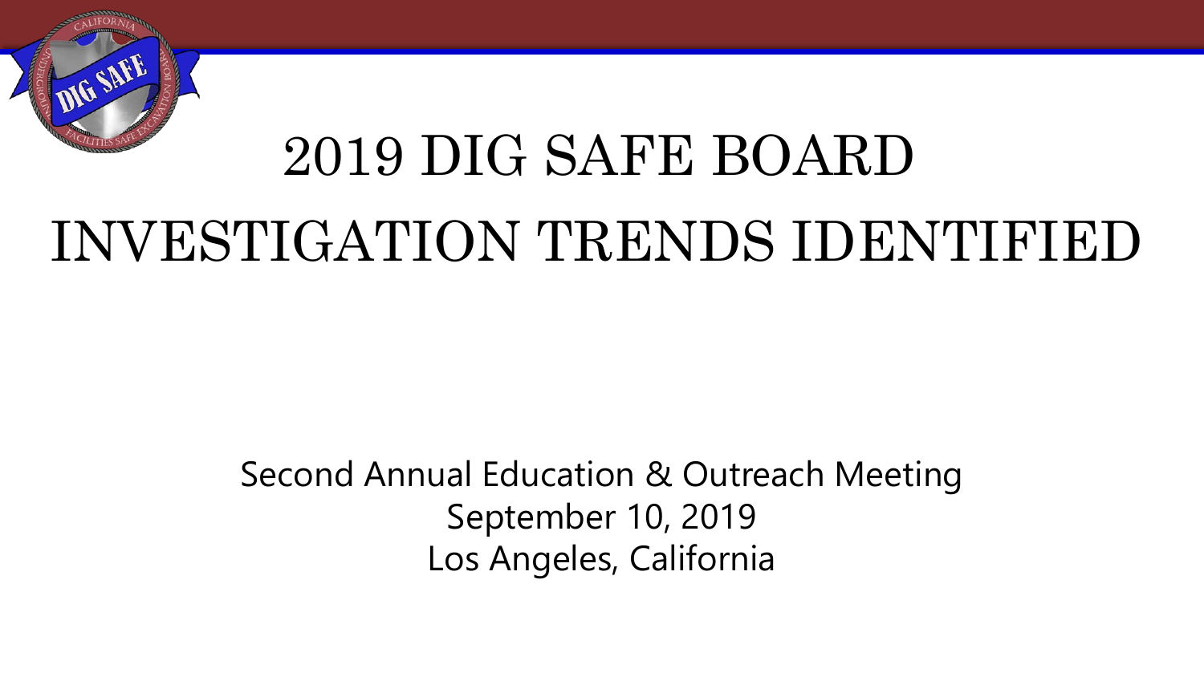# 2019 DIG SAFE BOARD INVESTIGATION TRENDS IDENTIFIED

Second Annual Education & Outreach Meeting
September 10, 2019
Los Angeles, California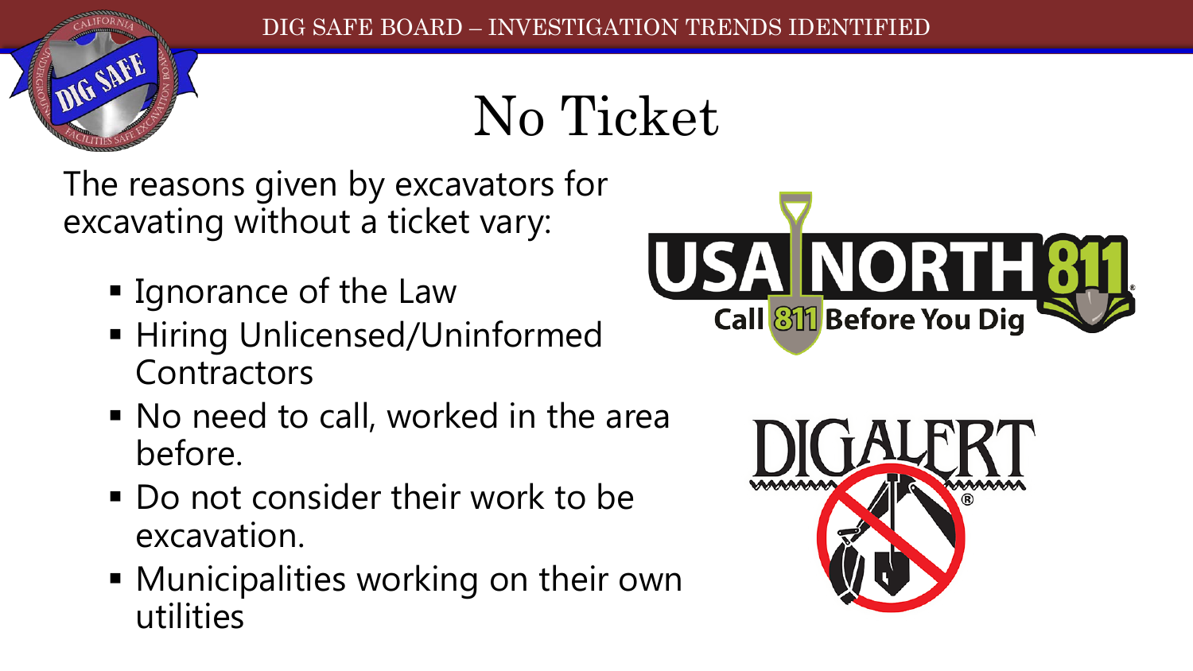# No Ticket

The reasons given by excavators for excavating without a ticket vary:

- Ignorance of the Law
- Hiring Unlicensed/Uninformed Contractors
- No need to call, worked in the area before.
- Do not consider their work to be excavation.
- Municipalities working on their own utilities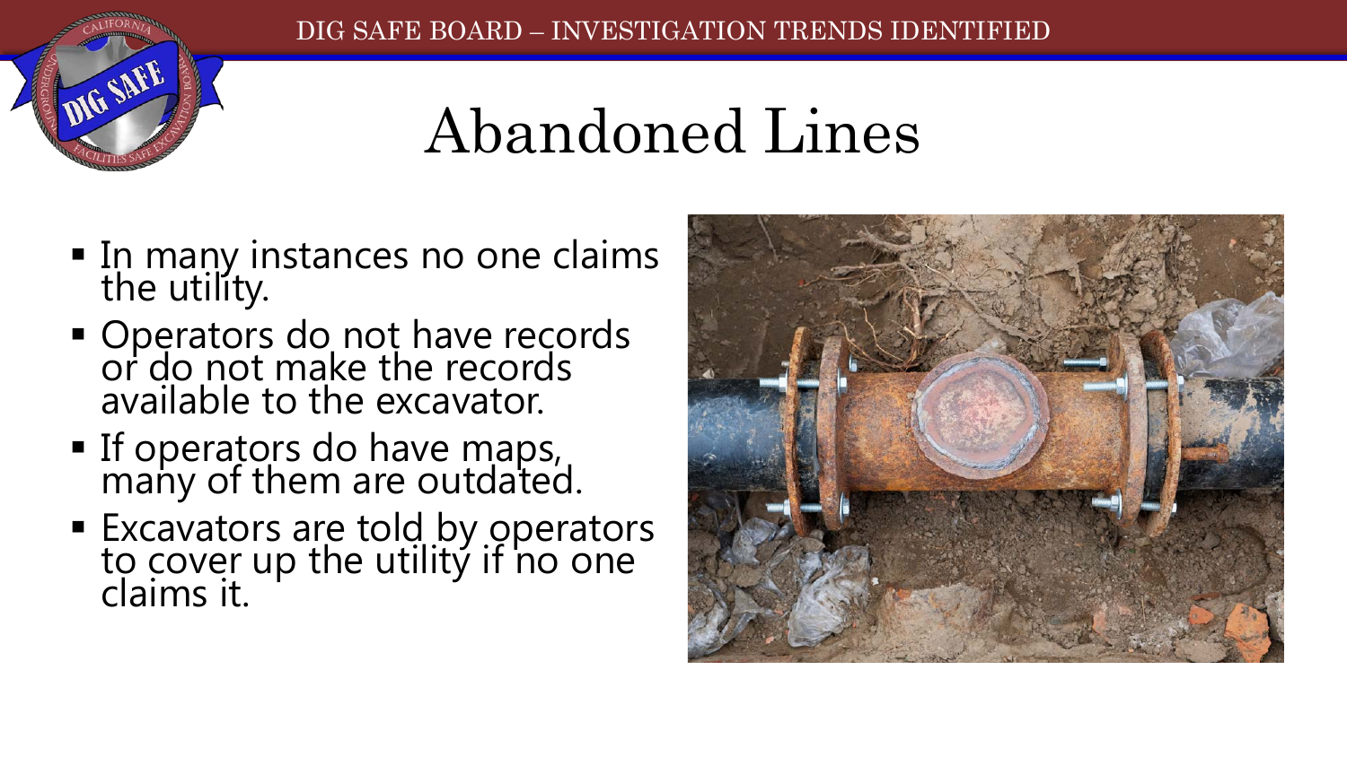# Abandoned Lines

- In many instances no one claims the utility.
- Operators do not have records or do not make the records available to the excavator.
- If operators do have maps, many of them are outdated.
- Excavators are told by operators to cover up the utility if no one claims it.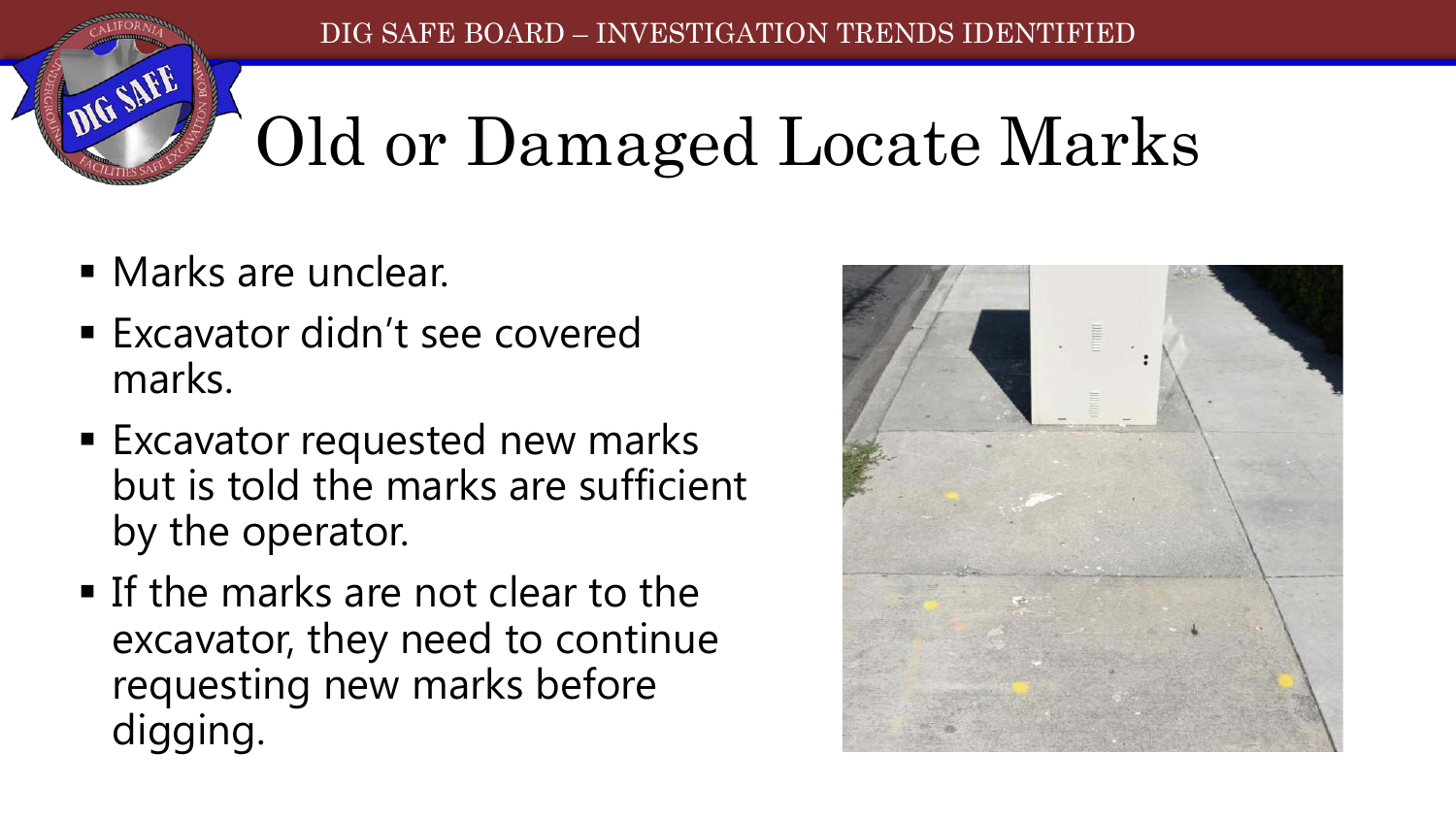# Old or Damaged Locate Marks

- Marks are unclear.
- Excavator didn't see covered marks.
- Excavator requested new marks but is told the marks are sufficient by the operator.
- If the marks are not clear to the excavator, they need to continue requesting new marks before digging.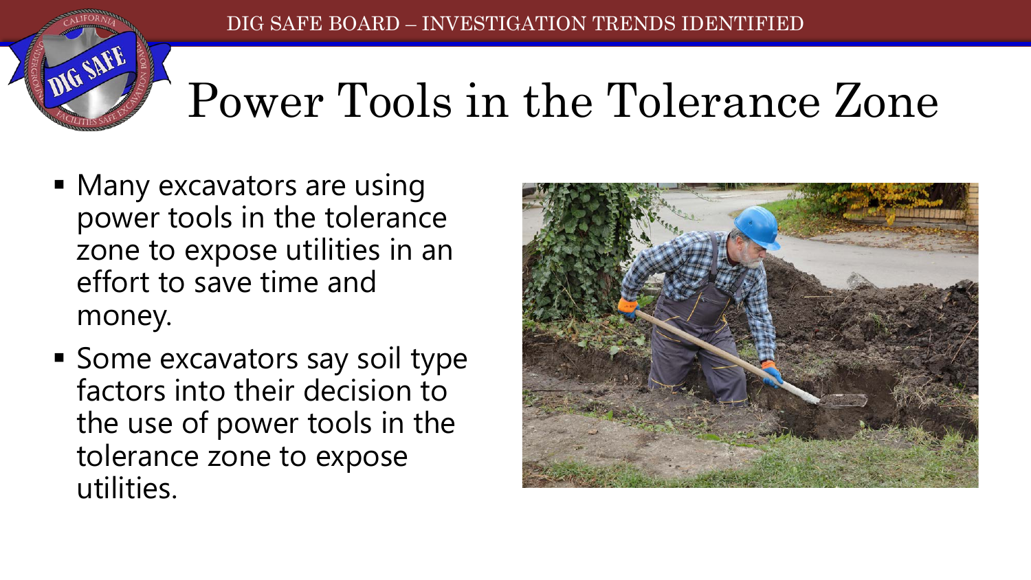# Power Tools in the Tolerance Zone

- Many excavators are using power tools in the tolerance zone to expose utilities in an effort to save time and money.
- Some excavators say soil type factors into their decision to the use of power tools in the tolerance zone to expose utilities.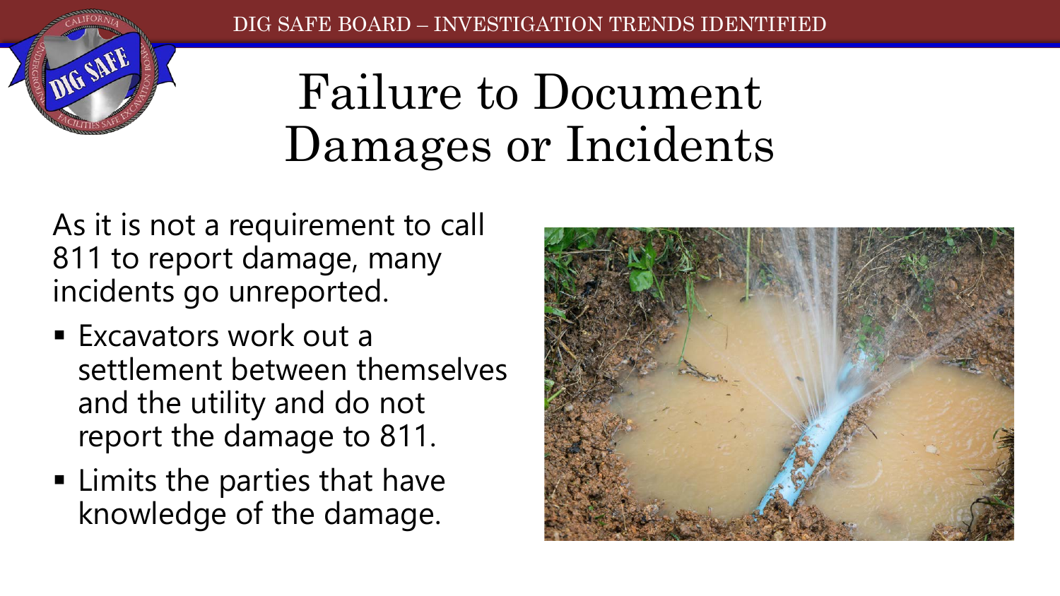# Failure to Document Damages or Incidents

As it is not a requirement to call 811 to report damage, many incidents go unreported.

- Excavators work out a settlement between themselves and the utility and do not report the damage to 811.
- Limits the parties that have knowledge of the damage.